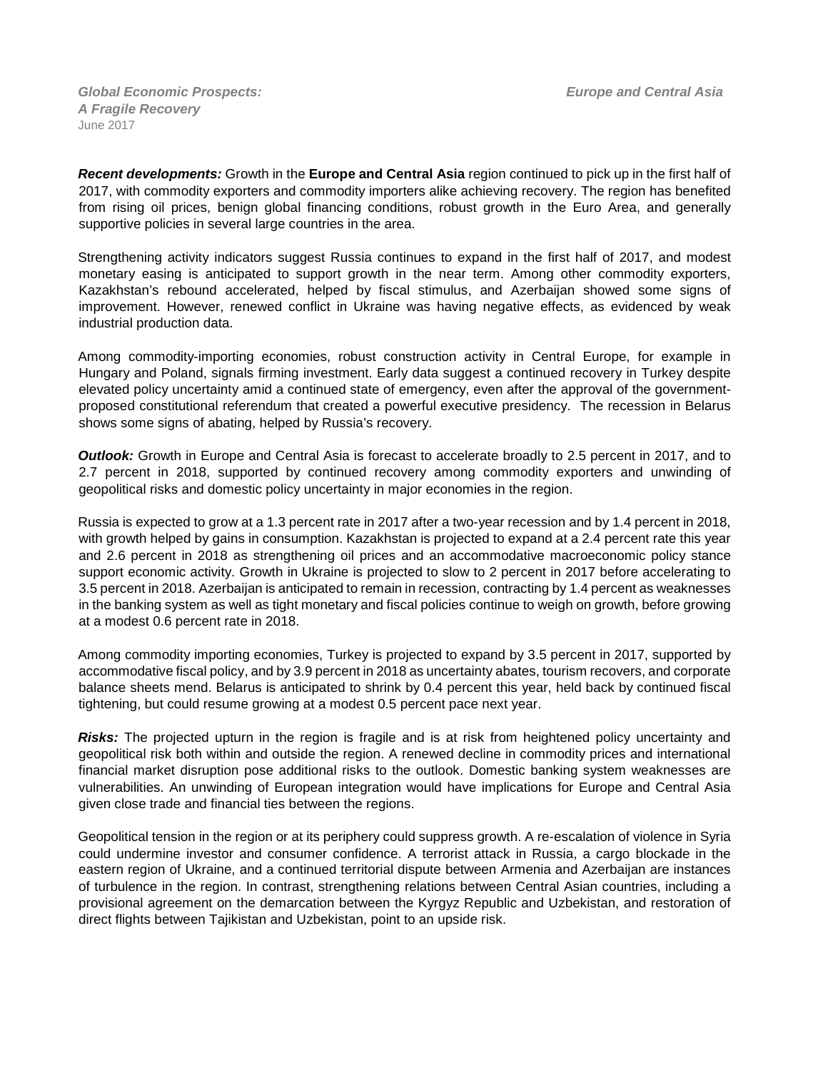***Global Economic Prospects:*** ***Europe and Central Asia***
***A Fragile Recovery***
June 2017

***Recent developments:*** Growth in the **Europe and Central Asia** region continued to pick up in the first half of 2017, with commodity exporters and commodity importers alike achieving recovery. The region has benefited from rising oil prices, benign global financing conditions, robust growth in the Euro Area, and generally supportive policies in several large countries in the area.

Strengthening activity indicators suggest Russia continues to expand in the first half of 2017, and modest monetary easing is anticipated to support growth in the near term. Among other commodity exporters, Kazakhstan's rebound accelerated, helped by fiscal stimulus, and Azerbaijan showed some signs of improvement. However, renewed conflict in Ukraine was having negative effects, as evidenced by weak industrial production data.

Among commodity-importing economies, robust construction activity in Central Europe, for example in Hungary and Poland, signals firming investment. Early data suggest a continued recovery in Turkey despite elevated policy uncertainty amid a continued state of emergency, even after the approval of the government-proposed constitutional referendum that created a powerful executive presidency. The recession in Belarus shows some signs of abating, helped by Russia's recovery.

***Outlook:*** Growth in Europe and Central Asia is forecast to accelerate broadly to 2.5 percent in 2017, and to 2.7 percent in 2018, supported by continued recovery among commodity exporters and unwinding of geopolitical risks and domestic policy uncertainty in major economies in the region.

Russia is expected to grow at a 1.3 percent rate in 2017 after a two-year recession and by 1.4 percent in 2018, with growth helped by gains in consumption. Kazakhstan is projected to expand at a 2.4 percent rate this year and 2.6 percent in 2018 as strengthening oil prices and an accommodative macroeconomic policy stance support economic activity. Growth in Ukraine is projected to slow to 2 percent in 2017 before accelerating to 3.5 percent in 2018. Azerbaijan is anticipated to remain in recession, contracting by 1.4 percent as weaknesses in the banking system as well as tight monetary and fiscal policies continue to weigh on growth, before growing at a modest 0.6 percent rate in 2018.

Among commodity importing economies, Turkey is projected to expand by 3.5 percent in 2017, supported by accommodative fiscal policy, and by 3.9 percent in 2018 as uncertainty abates, tourism recovers, and corporate balance sheets mend. Belarus is anticipated to shrink by 0.4 percent this year, held back by continued fiscal tightening, but could resume growing at a modest 0.5 percent pace next year.

***Risks:*** The projected upturn in the region is fragile and is at risk from heightened policy uncertainty and geopolitical risk both within and outside the region. A renewed decline in commodity prices and international financial market disruption pose additional risks to the outlook. Domestic banking system weaknesses are vulnerabilities. An unwinding of European integration would have implications for Europe and Central Asia given close trade and financial ties between the regions.

Geopolitical tension in the region or at its periphery could suppress growth. A re-escalation of violence in Syria could undermine investor and consumer confidence. A terrorist attack in Russia, a cargo blockade in the eastern region of Ukraine, and a continued territorial dispute between Armenia and Azerbaijan are instances of turbulence in the region. In contrast, strengthening relations between Central Asian countries, including a provisional agreement on the demarcation between the Kyrgyz Republic and Uzbekistan, and restoration of direct flights between Tajikistan and Uzbekistan, point to an upside risk.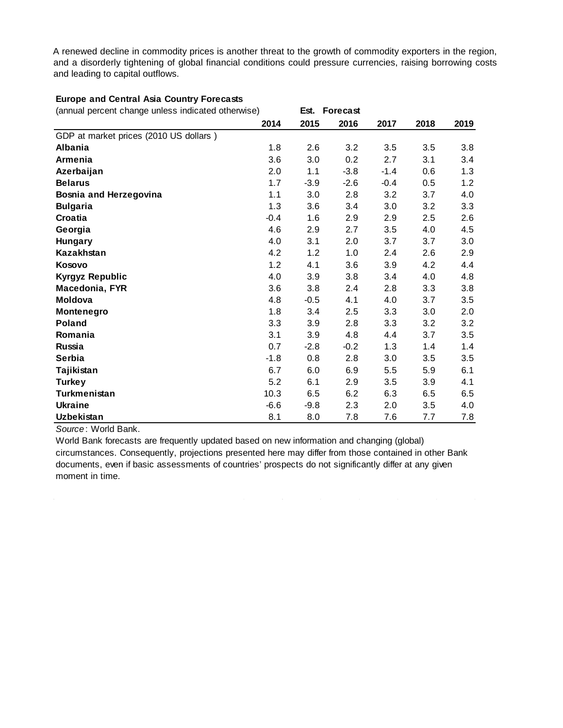A renewed decline in commodity prices is another threat to the growth of commodity exporters in the region, and a disorderly tightening of global financial conditions could pressure currencies, raising borrowing costs and leading to capital outflows.

**Europe and Central Asia Country Forecasts**

| (annual percent change unless indicated otherwise) | | Est. | Forecast | | | |
|---|---|---|---|---|---|---|
| | **2014** | **2015** | **2016** | **2017** | **2018** | **2019** |
| GDP at market prices (2010 US dollars ) | | | | | | |
| **Albania** | 1.8 | 2.6 | 3.2 | 3.5 | 3.5 | 3.8 |
| **Armenia** | 3.6 | 3.0 | 0.2 | 2.7 | 3.1 | 3.4 |
| **Azerbaijan** | 2.0 | 1.1 | -3.8 | -1.4 | 0.6 | 1.3 |
| **Belarus** | 1.7 | -3.9 | -2.6 | -0.4 | 0.5 | 1.2 |
| **Bosnia and Herzegovina** | 1.1 | 3.0 | 2.8 | 3.2 | 3.7 | 4.0 |
| **Bulgaria** | 1.3 | 3.6 | 3.4 | 3.0 | 3.2 | 3.3 |
| **Croatia** | -0.4 | 1.6 | 2.9 | 2.9 | 2.5 | 2.6 |
| **Georgia** | 4.6 | 2.9 | 2.7 | 3.5 | 4.0 | 4.5 |
| **Hungary** | 4.0 | 3.1 | 2.0 | 3.7 | 3.7 | 3.0 |
| **Kazakhstan** | 4.2 | 1.2 | 1.0 | 2.4 | 2.6 | 2.9 |
| **Kosovo** | 1.2 | 4.1 | 3.6 | 3.9 | 4.2 | 4.4 |
| **Kyrgyz Republic** | 4.0 | 3.9 | 3.8 | 3.4 | 4.0 | 4.8 |
| **Macedonia, FYR** | 3.6 | 3.8 | 2.4 | 2.8 | 3.3 | 3.8 |
| **Moldova** | 4.8 | -0.5 | 4.1 | 4.0 | 3.7 | 3.5 |
| **Montenegro** | 1.8 | 3.4 | 2.5 | 3.3 | 3.0 | 2.0 |
| **Poland** | 3.3 | 3.9 | 2.8 | 3.3 | 3.2 | 3.2 |
| **Romania** | 3.1 | 3.9 | 4.8 | 4.4 | 3.7 | 3.5 |
| **Russia** | 0.7 | -2.8 | -0.2 | 1.3 | 1.4 | 1.4 |
| **Serbia** | -1.8 | 0.8 | 2.8 | 3.0 | 3.5 | 3.5 |
| **Tajikistan** | 6.7 | 6.0 | 6.9 | 5.5 | 5.9 | 6.1 |
| **Turkey** | 5.2 | 6.1 | 2.9 | 3.5 | 3.9 | 4.1 |
| **Turkmenistan** | 10.3 | 6.5 | 6.2 | 6.3 | 6.5 | 6.5 |
| **Ukraine** | -6.6 | -9.8 | 2.3 | 2.0 | 3.5 | 4.0 |
| **Uzbekistan** | 8.1 | 8.0 | 7.8 | 7.6 | 7.7 | 7.8 |

*Source*: World Bank.

World Bank forecasts are frequently updated based on new information and changing (global) circumstances. Consequently, projections presented here may differ from those contained in other Bank documents, even if basic assessments of countries' prospects do not significantly differ at any given moment in time.